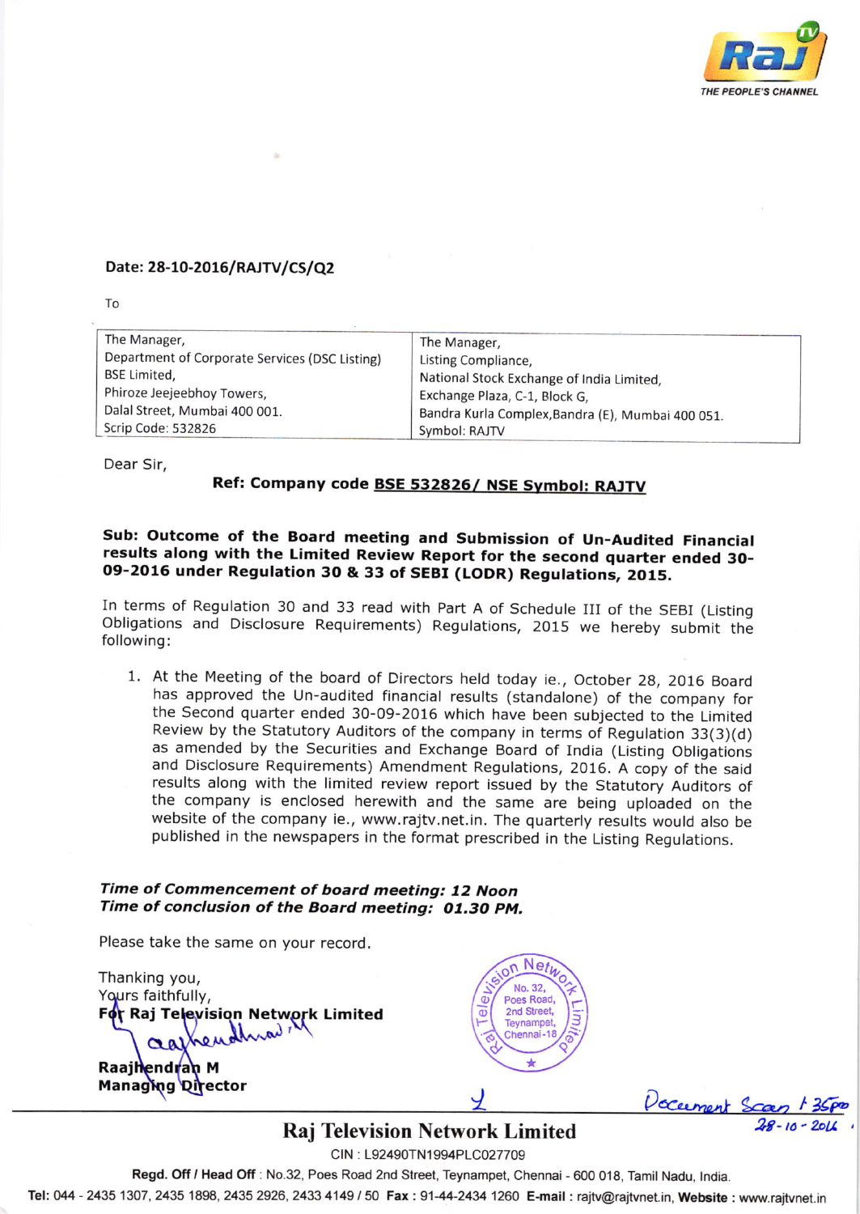Raj TV

THE PEOPLE'S CHANNEL

**Date: 28-10-2016/RAJTV/CS/Q2**

To

| The Manager, Department of Corporate Services (DSC Listing) BSE Limited, Phiroze Jeejeebhoy Towers, Dalal Street, Mumbai 400 001. Scrip Code: 532826 | The Manager, Listing Compliance, National Stock Exchange of India Limited, Exchange Plaza, C-1, Block G, Bandra Kurla Complex,Bandra (E), Mumbai 400 051. Symbol: RAJTV |
|---|---|

Dear Sir,

**Ref: Company code BSE 532826/ NSE Symbol: RAJTV**

**Sub: Outcome of the Board meeting and Submission of Un-Audited Financial results along with the Limited Review Report for the second quarter ended 30-09-2016 under Regulation 30 & 33 of SEBI (LODR) Regulations, 2015.**

In terms of Regulation 30 and 33 read with Part A of Schedule III of the SEBI (Listing Obligations and Disclosure Requirements) Regulations, 2015 we hereby submit the following:

1. At the Meeting of the board of Directors held today ie., October 28, 2016 Board has approved the Un-audited financial results (standalone) of the company for the Second quarter ended 30-09-2016 which have been subjected to the Limited Review by the Statutory Auditors of the company in terms of Regulation 33(3)(d) as amended by the Securities and Exchange Board of India (Listing Obligations and Disclosure Requirements) Amendment Regulations, 2016. A copy of the said results along with the limited review report issued by the Statutory Auditors of the company is enclosed herewith and the same are being uploaded on the website of the company ie., www.rajtv.net.in. The quarterly results would also be published in the newspapers in the format prescribed in the Listing Regulations.

***Time of Commencement of board meeting: 12 Noon***
***Time of conclusion of the Board meeting: 01.30 PM.***

Please take the same on your record.

Thanking you,
Yours faithfully,
**For Raj Television Network Limited**

**Raajhendran M**
**Managing Director**

Raj Television Network Limited, No. 32, Poes Road, 2nd Street, Teynampet, Chennai-18

Document Scan 1:35pm 28-10-2016

**Raj Television Network Limited**

CIN : L92490TN1994PLC027709

**Regd. Off / Head Off** : No.32, Poes Road 2nd Street, Teynampet, Chennai - 600 018, Tamil Nadu, India.

**Tel:** 044 - 2435 1307, 2435 1898, 2435 2926, 2433 4149 / 50 **Fax :** 91-44-2434 1260 **E-mail :** rajtv@rajtvnet.in, **Website :** www.rajtvnet.in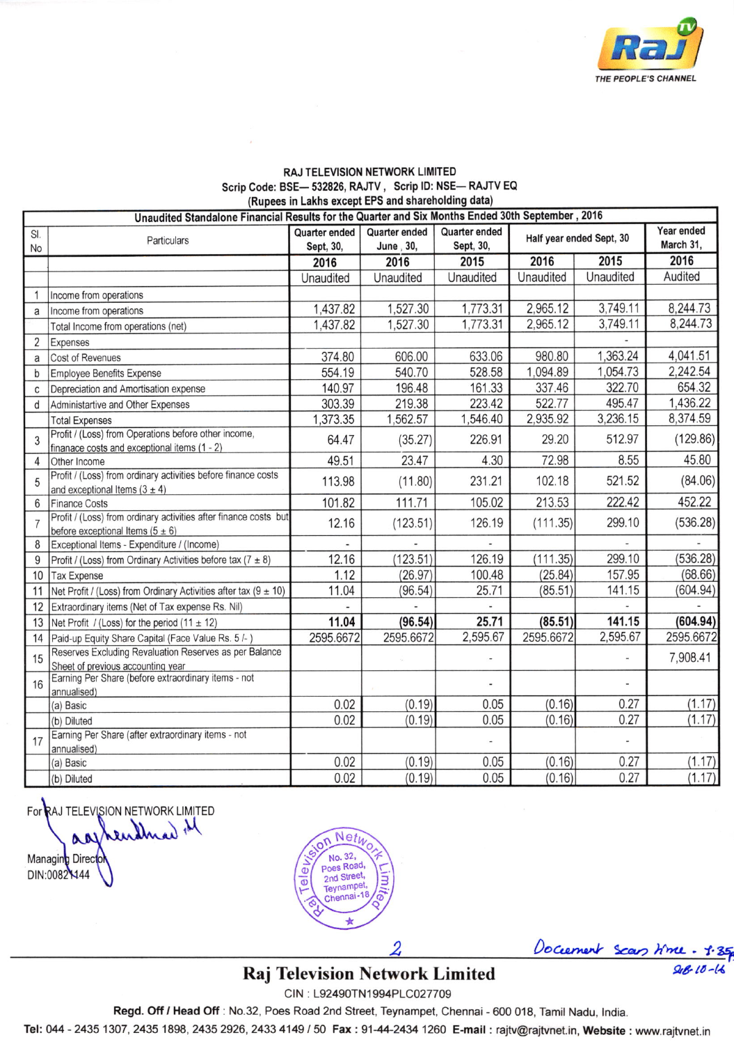THE PEOPLE'S CHANNEL

**RAJ TELEVISION NETWORK LIMITED**

**Scrip Code: BSE— 532826, RAJTV , Scrip ID: NSE— RAJTV EQ**

**(Rupees in Lakhs except EPS and shareholding data)**

**Unaudited Standalone Financial Results for the Quarter and Six Months Ended 30th September , 2016**

| Sl. No | Particulars | Quarter ended Sept, 30, | Quarter ended June , 30, | Quarter ended Sept, 30, | Half year ended Sept, 30 | | Year ended March 31, |
|---|---|---|---|---|---|---|---|
| | | **2016** | **2016** | **2015** | **2016** | **2015** | **2016** |
| | | Unaudited | Unaudited | Unaudited | Unaudited | Unaudited | Audited |
| 1 | Income from operations | | | | | | |
| a | Income from operations | 1,437.82 | 1,527.30 | 1,773.31 | 2,965.12 | 3,749.11 | 8,244.73 |
| | Total Income from operations (net) | 1,437.82 | 1,527.30 | 1,773.31 | 2,965.12 | 3,749.11 | 8,244.73 |
| 2 | Expenses | | | | | - | |
| a | Cost of Revenues | 374.80 | 606.00 | 633.06 | 980.80 | 1,363.24 | 4,041.51 |
| b | Employee Benefits Expense | 554.19 | 540.70 | 528.58 | 1,094.89 | 1,054.73 | 2,242.54 |
| c | Depreciation and Amortisation expense | 140.97 | 196.48 | 161.33 | 337.46 | 322.70 | 654.32 |
| d | Administartive and Other Expenses | 303.39 | 219.38 | 223.42 | 522.77 | 495.47 | 1,436.22 |
| | Total Expenses | 1,373.35 | 1,562.57 | 1,546.40 | 2,935.92 | 3,236.15 | 8,374.59 |
| 3 | Profit / (Loss) from Operations before other income, finanace costs and exceptional items (1 - 2) | 64.47 | (35.27) | 226.91 | 29.20 | 512.97 | (129.86) |
| 4 | Other Income | 49.51 | 23.47 | 4.30 | 72.98 | 8.55 | 45.80 |
| 5 | Profit / (Loss) from ordinary activities before finance costs and exceptional Items (3 ± 4) | 113.98 | (11.80) | 231.21 | 102.18 | 521.52 | (84.06) |
| 6 | Finance Costs | 101.82 | 111.71 | 105.02 | 213.53 | 222.42 | 452.22 |
| 7 | Profit / (Loss) from ordinary activities after finance costs but before exceptional Items (5 ± 6) | 12.16 | (123.51) | 126.19 | (111.35) | 299.10 | (536.28) |
| 8 | Exceptional Items - Expenditure / (Income) | - | - | - | | - | - |
| 9 | Profit / (Loss) from Ordinary Activities before tax (7 ± 8) | 12.16 | (123.51) | 126.19 | (111.35) | 299.10 | (536.28) |
| 10 | Tax Expense | 1.12 | (26.97) | 100.48 | (25.84) | 157.95 | (68.66) |
| 11 | Net Profit / (Loss) from Ordinary Activities after tax (9 ± 10) | 11.04 | (96.54) | 25.71 | (85.51) | 141.15 | (604.94) |
| 12 | Extraordinary items (Net of Tax expense Rs. Nil) | - | - | - | | - | - |
| 13 | Net Profit / (Loss) for the period (11 ± 12) | **11.04** | **(96.54)** | **25.71** | **(85.51)** | **141.15** | **(604.94)** |
| 14 | Paid-up Equity Share Capital (Face Value Rs. 5 /- ) | 2595.6672 | 2595.6672 | 2,595.67 | 2595.6672 | 2,595.67 | 2595.6672 |
| 15 | Reserves Excluding Revaluation Reserves as per Balance Sheet of previous accounting year | | | - | | - | 7,908.41 |
| 16 | Earning Per Share (before extraordinary items - not annualised) | | | - | | - | |
| | (a) Basic | 0.02 | (0.19) | 0.05 | (0.16) | 0.27 | (1.17) |
| | (b) Diluted | 0.02 | (0.19) | 0.05 | (0.16) | 0.27 | (1.17) |
| 17 | Earning Per Share (after extraordinary items - not annualised) | | | - | | - | |
| | (a) Basic | 0.02 | (0.19) | 0.05 | (0.16) | 0.27 | (1.17) |
| | (b) Diluted | 0.02 | (0.19) | 0.05 | (0.16) | 0.27 | (1.17) |

For RAJ TELEVISION NETWORK LIMITED

Managing Director

DIN:00821144

Raj Television Network Limited, No. 32, Poes Road, 2nd Street, Teynampet, Chennai-18

Document scan time - 1:35 P 28-10-16

**Raj Television Network Limited**

CIN : L92490TN1994PLC027709

**Regd. Off / Head Off** : No.32, Poes Road 2nd Street, Teynampet, Chennai - 600 018, Tamil Nadu, India.

**Tel:** 044 - 2435 1307, 2435 1898, 2435 2926, 2433 4149 / 50 **Fax :** 91-44-2434 1260 **E-mail :** rajtv@rajtvnet.in, **Website :** www.rajtvnet.in